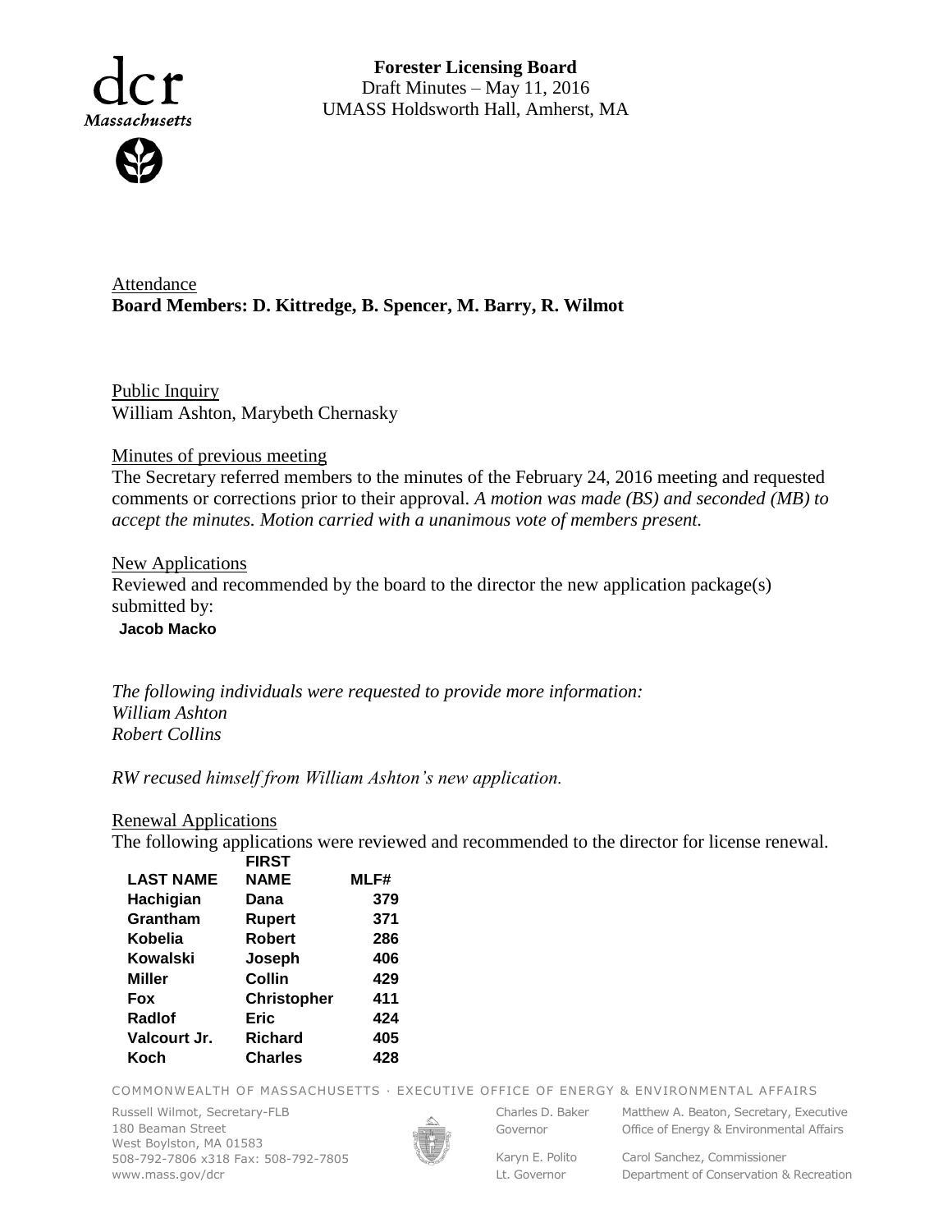**Forester Licensing Board**
Draft Minutes – May 11, 2016
UMASS Holdsworth Hall, Amherst, MA

Attendance
**Board Members: D. Kittredge, B. Spencer, M. Barry, R. Wilmot**

Public Inquiry
William Ashton, Marybeth Chernasky

Minutes of previous meeting
The Secretary referred members to the minutes of the February 24, 2016 meeting and requested comments or corrections prior to their approval. *A motion was made (BS) and seconded (MB) to accept the minutes. Motion carried with a unanimous vote of members present.*

New Applications
Reviewed and recommended by the board to the director the new application package(s) submitted by:
**Jacob Macko**

*The following individuals were requested to provide more information:*
*William Ashton*
*Robert Collins*

*RW recused himself from William Ashton's new application.*

Renewal Applications
The following applications were reviewed and recommended to the director for license renewal.

| LAST NAME | FIRST NAME | MLF# |
|---|---|---|
| Hachigian | Dana | 379 |
| Grantham | Rupert | 371 |
| Kobelia | Robert | 286 |
| Kowalski | Joseph | 406 |
| Miller | Collin | 429 |
| Fox | Christopher | 411 |
| Radlof | Eric | 424 |
| Valcourt Jr. | Richard | 405 |
| Koch | Charles | 428 |

COMMONWEALTH OF MASSACHUSETTS · EXECUTIVE OFFICE OF ENERGY & ENVIRONMENTAL AFFAIRS

Russell Wilmot, Secretary-FLB
180 Beaman Street
West Boylston, MA 01583
508-792-7806 x318 Fax: 508-792-7805
www.mass.gov/dcr

Charles D. Baker, Governor
Karyn E. Polito, Lt. Governor

Matthew A. Beaton, Secretary, Executive Office of Energy & Environmental Affairs
Carol Sanchez, Commissioner, Department of Conservation & Recreation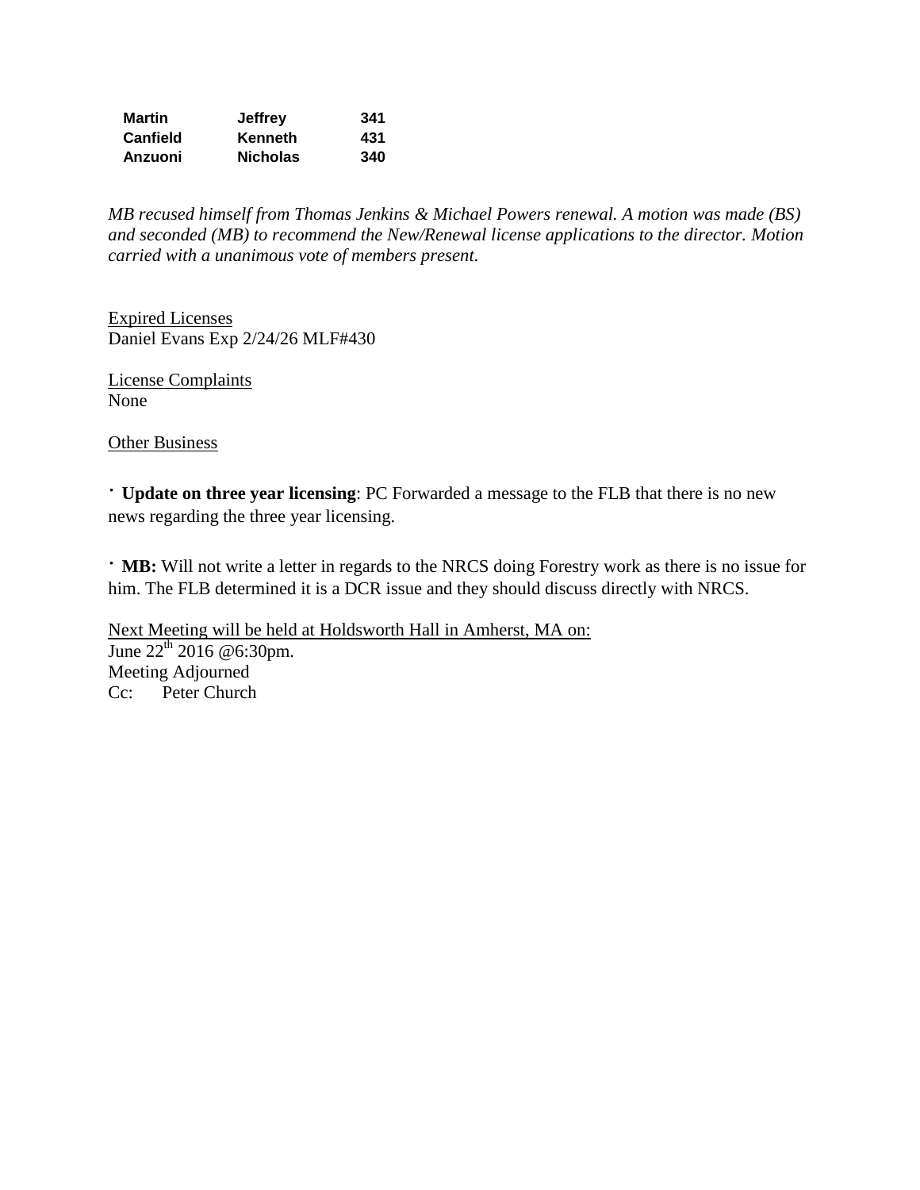| | | |
|---|---|---|
| **Martin** | **Jeffrey** | **341** |
| **Canfield** | **Kenneth** | **431** |
| **Anzuoni** | **Nicholas** | **340** |

*MB recused himself from Thomas Jenkins & Michael Powers renewal. A motion was made (BS) and seconded (MB) to recommend the New/Renewal license applications to the director. Motion carried with a unanimous vote of members present.*

Expired Licenses
Daniel Evans Exp 2/24/26 MLF#430

License Complaints
None

Other Business

- **Update on three year licensing**: PC Forwarded a message to the FLB that there is no new news regarding the three year licensing.

- **MB:** Will not write a letter in regards to the NRCS doing Forestry work as there is no issue for him. The FLB determined it is a DCR issue and they should discuss directly with NRCS.

Next Meeting will be held at Holdsworth Hall in Amherst, MA on:
June 22nd 2016 @6:30pm.
Meeting Adjourned
Cc: Peter Church